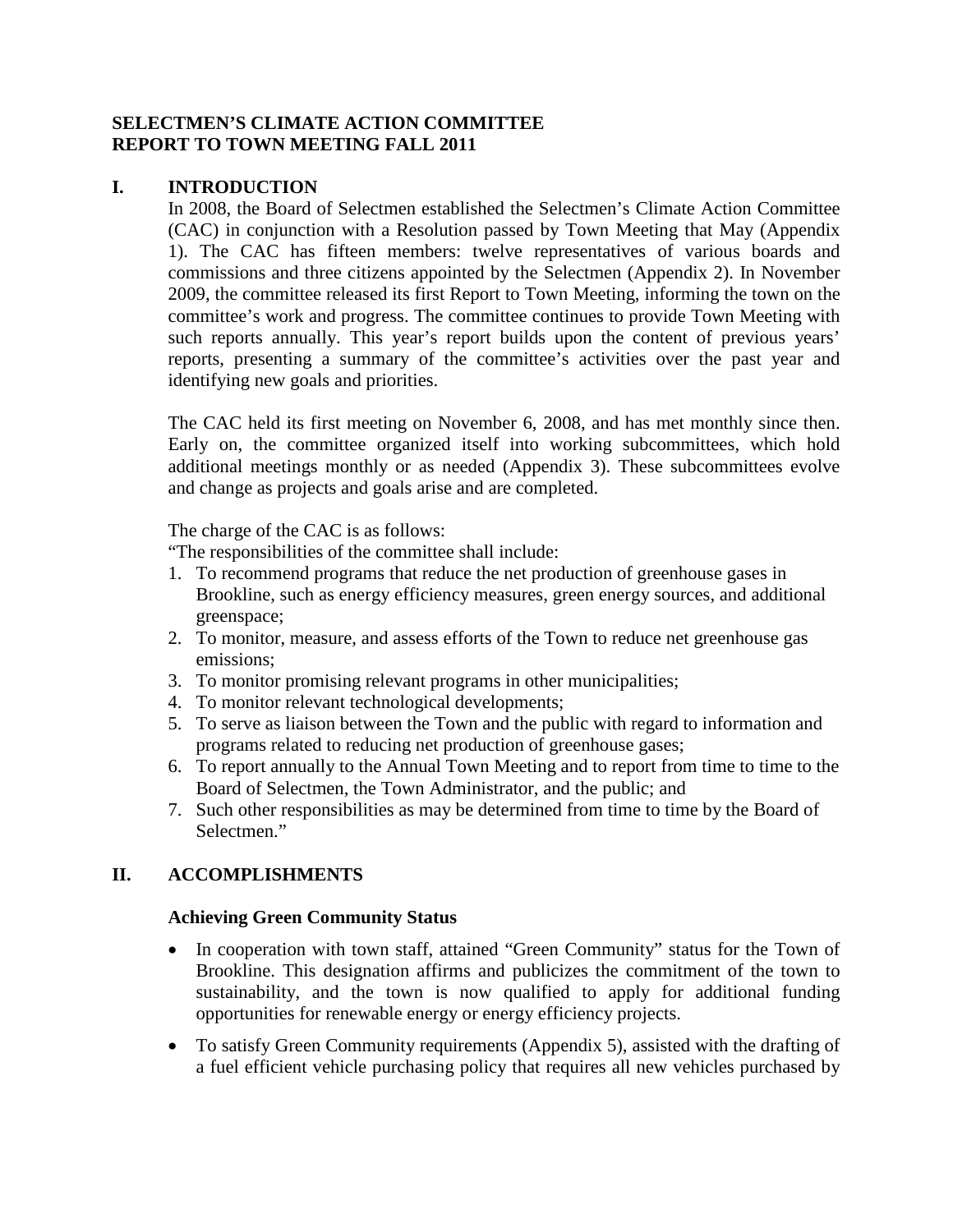# SELECTMEN'S CLIMATE ACTION COMMITTEE
# REPORT TO TOWN MEETING FALL 2011

## I. INTRODUCTION

In 2008, the Board of Selectmen established the Selectmen's Climate Action Committee (CAC) in conjunction with a Resolution passed by Town Meeting that May (Appendix 1). The CAC has fifteen members: twelve representatives of various boards and commissions and three citizens appointed by the Selectmen (Appendix 2). In November 2009, the committee released its first Report to Town Meeting, informing the town on the committee's work and progress. The committee continues to provide Town Meeting with such reports annually. This year's report builds upon the content of previous years' reports, presenting a summary of the committee's activities over the past year and identifying new goals and priorities.

The CAC held its first meeting on November 6, 2008, and has met monthly since then. Early on, the committee organized itself into working subcommittees, which hold additional meetings monthly or as needed (Appendix 3). These subcommittees evolve and change as projects and goals arise and are completed.

The charge of the CAC is as follows:

"The responsibilities of the committee shall include:

1. To recommend programs that reduce the net production of greenhouse gases in Brookline, such as energy efficiency measures, green energy sources, and additional greenspace;
2. To monitor, measure, and assess efforts of the Town to reduce net greenhouse gas emissions;
3. To monitor promising relevant programs in other municipalities;
4. To monitor relevant technological developments;
5. To serve as liaison between the Town and the public with regard to information and programs related to reducing net production of greenhouse gases;
6. To report annually to the Annual Town Meeting and to report from time to time to the Board of Selectmen, the Town Administrator, and the public; and
7. Such other responsibilities as may be determined from time to time by the Board of Selectmen."

## II. ACCOMPLISHMENTS

### Achieving Green Community Status

- In cooperation with town staff, attained "Green Community" status for the Town of Brookline. This designation affirms and publicizes the commitment of the town to sustainability, and the town is now qualified to apply for additional funding opportunities for renewable energy or energy efficiency projects.
- To satisfy Green Community requirements (Appendix 5), assisted with the drafting of a fuel efficient vehicle purchasing policy that requires all new vehicles purchased by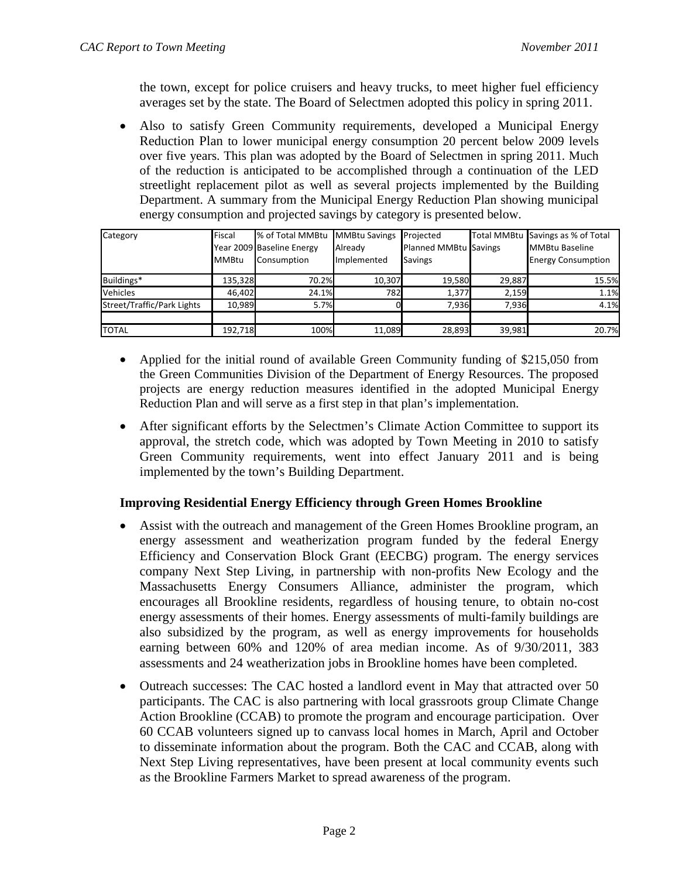the town, except for police cruisers and heavy trucks, to meet higher fuel efficiency averages set by the state. The Board of Selectmen adopted this policy in spring 2011.

- Also to satisfy Green Community requirements, developed a Municipal Energy Reduction Plan to lower municipal energy consumption 20 percent below 2009 levels over five years. This plan was adopted by the Board of Selectmen in spring 2011. Much of the reduction is anticipated to be accomplished through a continuation of the LED streetlight replacement pilot as well as several projects implemented by the Building Department. A summary from the Municipal Energy Reduction Plan showing municipal energy consumption and projected savings by category is presented below.

| Category | Fiscal Year 2009 MMBtu | % of Total MMBtu Baseline Energy Consumption | MMBtu Savings Already Implemented | Projected Planned MMBtu Savings | Total MMBtu Savings | Savings as % of Total MMBtu Baseline Energy Consumption |
|---|---|---|---|---|---|---|
| Buildings* | 135,328 | 70.2% | 10,307 | 19,580 | 29,887 | 15.5% |
| Vehicles | 46,402 | 24.1% | 782 | 1,377 | 2,159 | 1.1% |
| Street/Traffic/Park Lights | 10,989 | 5.7% | 0 | 7,936 | 7,936 | 4.1% |
| | | | | | | |
| TOTAL | 192,718 | 100% | 11,089 | 28,893 | 39,981 | 20.7% |

- Applied for the initial round of available Green Community funding of $215,050 from the Green Communities Division of the Department of Energy Resources. The proposed projects are energy reduction measures identified in the adopted Municipal Energy Reduction Plan and will serve as a first step in that plan's implementation.
- After significant efforts by the Selectmen's Climate Action Committee to support its approval, the stretch code, which was adopted by Town Meeting in 2010 to satisfy Green Community requirements, went into effect January 2011 and is being implemented by the town's Building Department.

### Improving Residential Energy Efficiency through Green Homes Brookline

- Assist with the outreach and management of the Green Homes Brookline program, an energy assessment and weatherization program funded by the federal Energy Efficiency and Conservation Block Grant (EECBG) program. The energy services company Next Step Living, in partnership with non-profits New Ecology and the Massachusetts Energy Consumers Alliance, administer the program, which encourages all Brookline residents, regardless of housing tenure, to obtain no-cost energy assessments of their homes. Energy assessments of multi-family buildings are also subsidized by the program, as well as energy improvements for households earning between 60% and 120% of area median income. As of 9/30/2011, 383 assessments and 24 weatherization jobs in Brookline homes have been completed.
- Outreach successes: The CAC hosted a landlord event in May that attracted over 50 participants. The CAC is also partnering with local grassroots group Climate Change Action Brookline (CCAB) to promote the program and encourage participation. Over 60 CCAB volunteers signed up to canvass local homes in March, April and October to disseminate information about the program. Both the CAC and CCAB, along with Next Step Living representatives, have been present at local community events such as the Brookline Farmers Market to spread awareness of the program.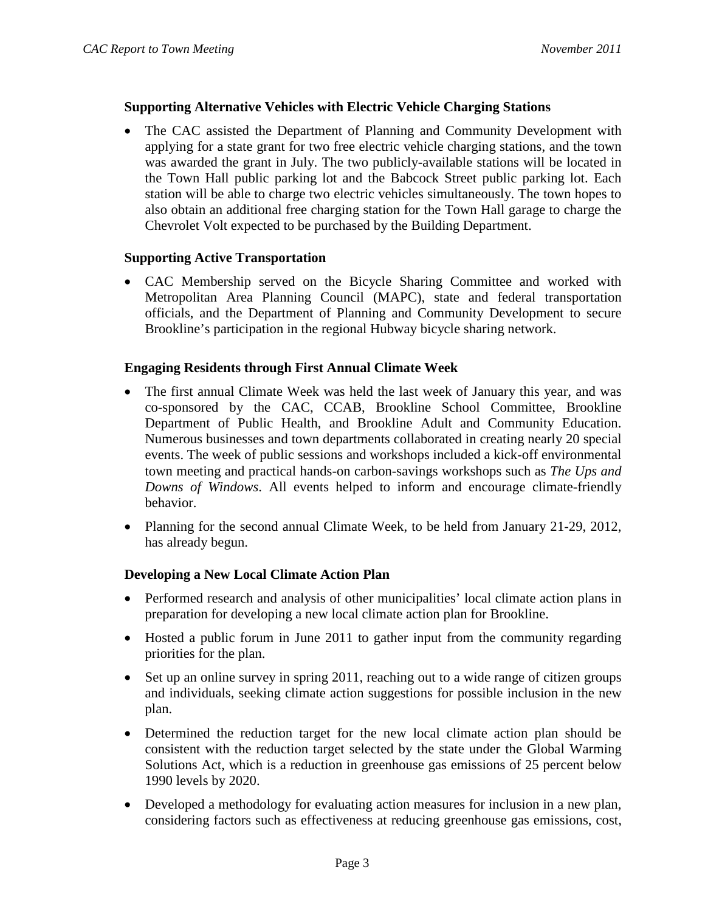**Supporting Alternative Vehicles with Electric Vehicle Charging Stations**

- The CAC assisted the Department of Planning and Community Development with applying for a state grant for two free electric vehicle charging stations, and the town was awarded the grant in July. The two publicly-available stations will be located in the Town Hall public parking lot and the Babcock Street public parking lot. Each station will be able to charge two electric vehicles simultaneously. The town hopes to also obtain an additional free charging station for the Town Hall garage to charge the Chevrolet Volt expected to be purchased by the Building Department.

**Supporting Active Transportation**

- CAC Membership served on the Bicycle Sharing Committee and worked with Metropolitan Area Planning Council (MAPC), state and federal transportation officials, and the Department of Planning and Community Development to secure Brookline's participation in the regional Hubway bicycle sharing network.

**Engaging Residents through First Annual Climate Week**

- The first annual Climate Week was held the last week of January this year, and was co-sponsored by the CAC, CCAB, Brookline School Committee, Brookline Department of Public Health, and Brookline Adult and Community Education. Numerous businesses and town departments collaborated in creating nearly 20 special events. The week of public sessions and workshops included a kick-off environmental town meeting and practical hands-on carbon-savings workshops such as *The Ups and Downs of Windows*. All events helped to inform and encourage climate-friendly behavior.
- Planning for the second annual Climate Week, to be held from January 21-29, 2012, has already begun.

**Developing a New Local Climate Action Plan**

- Performed research and analysis of other municipalities' local climate action plans in preparation for developing a new local climate action plan for Brookline.
- Hosted a public forum in June 2011 to gather input from the community regarding priorities for the plan.
- Set up an online survey in spring 2011, reaching out to a wide range of citizen groups and individuals, seeking climate action suggestions for possible inclusion in the new plan.
- Determined the reduction target for the new local climate action plan should be consistent with the reduction target selected by the state under the Global Warming Solutions Act, which is a reduction in greenhouse gas emissions of 25 percent below 1990 levels by 2020.
- Developed a methodology for evaluating action measures for inclusion in a new plan, considering factors such as effectiveness at reducing greenhouse gas emissions, cost,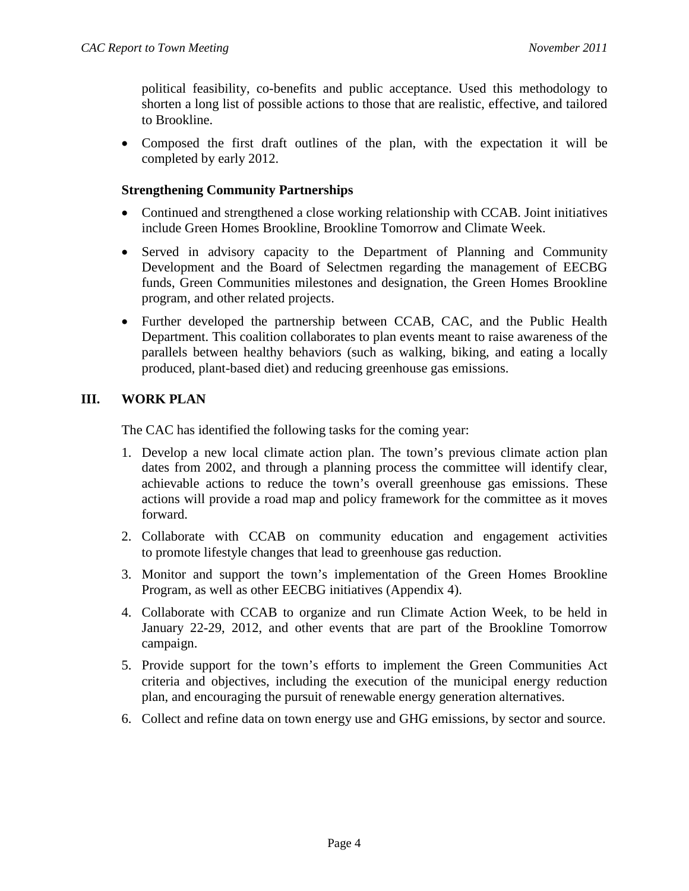political feasibility, co-benefits and public acceptance. Used this methodology to shorten a long list of possible actions to those that are realistic, effective, and tailored to Brookline.

- Composed the first draft outlines of the plan, with the expectation it will be completed by early 2012.

**Strengthening Community Partnerships**

- Continued and strengthened a close working relationship with CCAB. Joint initiatives include Green Homes Brookline, Brookline Tomorrow and Climate Week.
- Served in advisory capacity to the Department of Planning and Community Development and the Board of Selectmen regarding the management of EECBG funds, Green Communities milestones and designation, the Green Homes Brookline program, and other related projects.
- Further developed the partnership between CCAB, CAC, and the Public Health Department. This coalition collaborates to plan events meant to raise awareness of the parallels between healthy behaviors (such as walking, biking, and eating a locally produced, plant-based diet) and reducing greenhouse gas emissions.

## III. WORK PLAN

The CAC has identified the following tasks for the coming year:

1. Develop a new local climate action plan. The town's previous climate action plan dates from 2002, and through a planning process the committee will identify clear, achievable actions to reduce the town's overall greenhouse gas emissions. These actions will provide a road map and policy framework for the committee as it moves forward.
2. Collaborate with CCAB on community education and engagement activities to promote lifestyle changes that lead to greenhouse gas reduction.
3. Monitor and support the town's implementation of the Green Homes Brookline Program, as well as other EECBG initiatives (Appendix 4).
4. Collaborate with CCAB to organize and run Climate Action Week, to be held in January 22-29, 2012, and other events that are part of the Brookline Tomorrow campaign.
5. Provide support for the town's efforts to implement the Green Communities Act criteria and objectives, including the execution of the municipal energy reduction plan, and encouraging the pursuit of renewable energy generation alternatives.
6. Collect and refine data on town energy use and GHG emissions, by sector and source.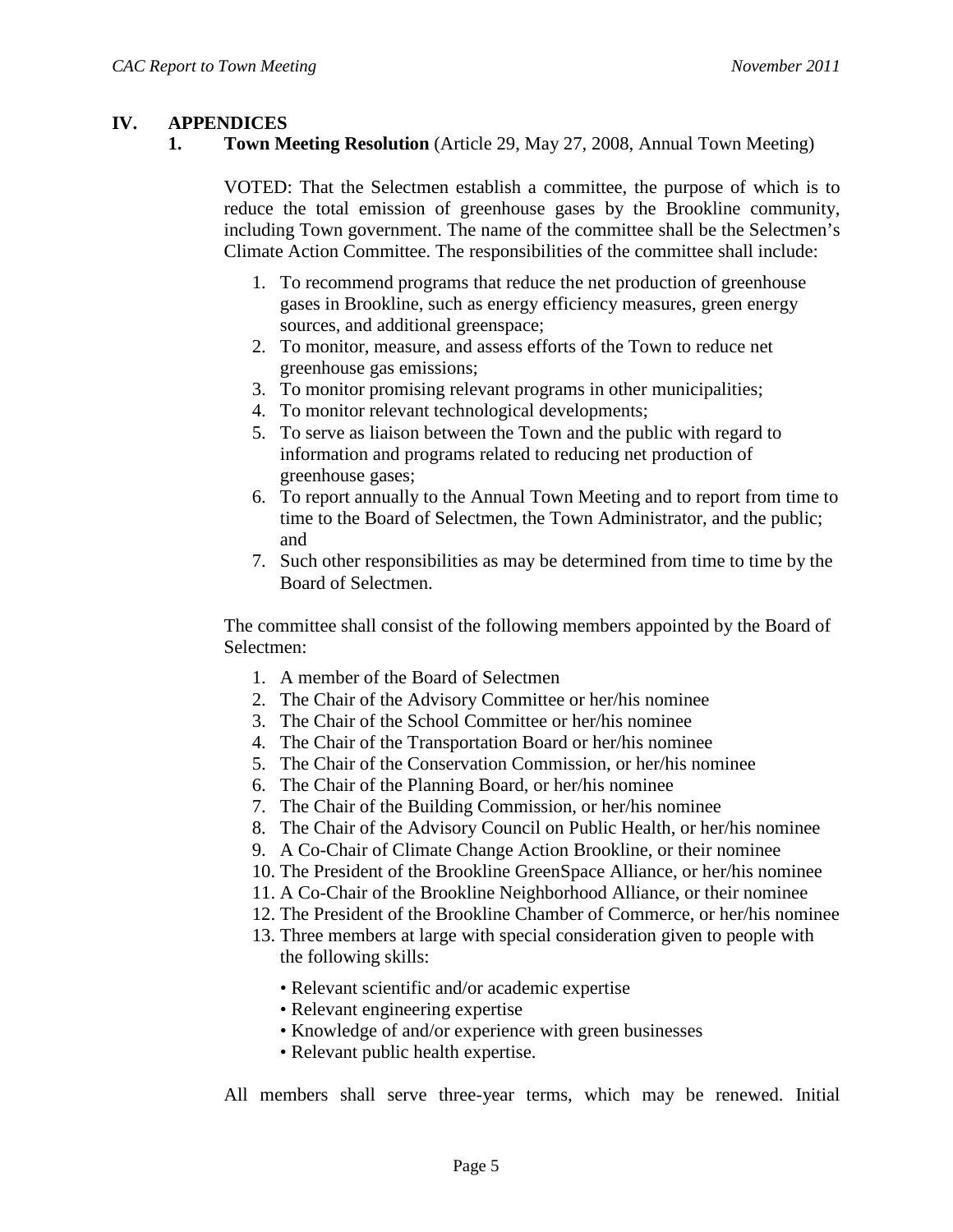## IV. APPENDICES

### 1. Town Meeting Resolution (Article 29, May 27, 2008, Annual Town Meeting)

VOTED: That the Selectmen establish a committee, the purpose of which is to reduce the total emission of greenhouse gases by the Brookline community, including Town government. The name of the committee shall be the Selectmen's Climate Action Committee. The responsibilities of the committee shall include:

1. To recommend programs that reduce the net production of greenhouse gases in Brookline, such as energy efficiency measures, green energy sources, and additional greenspace;
2. To monitor, measure, and assess efforts of the Town to reduce net greenhouse gas emissions;
3. To monitor promising relevant programs in other municipalities;
4. To monitor relevant technological developments;
5. To serve as liaison between the Town and the public with regard to information and programs related to reducing net production of greenhouse gases;
6. To report annually to the Annual Town Meeting and to report from time to time to the Board of Selectmen, the Town Administrator, and the public; and
7. Such other responsibilities as may be determined from time to time by the Board of Selectmen.

The committee shall consist of the following members appointed by the Board of Selectmen:

1. A member of the Board of Selectmen
2. The Chair of the Advisory Committee or her/his nominee
3. The Chair of the School Committee or her/his nominee
4. The Chair of the Transportation Board or her/his nominee
5. The Chair of the Conservation Commission, or her/his nominee
6. The Chair of the Planning Board, or her/his nominee
7. The Chair of the Building Commission, or her/his nominee
8. The Chair of the Advisory Council on Public Health, or her/his nominee
9. A Co-Chair of Climate Change Action Brookline, or their nominee
10. The President of the Brookline GreenSpace Alliance, or her/his nominee
11. A Co-Chair of the Brookline Neighborhood Alliance, or their nominee
12. The President of the Brookline Chamber of Commerce, or her/his nominee
13. Three members at large with special consideration given to people with the following skills:
    - Relevant scientific and/or academic expertise
    - Relevant engineering expertise
    - Knowledge of and/or experience with green businesses
    - Relevant public health expertise.

All members shall serve three-year terms, which may be renewed. Initial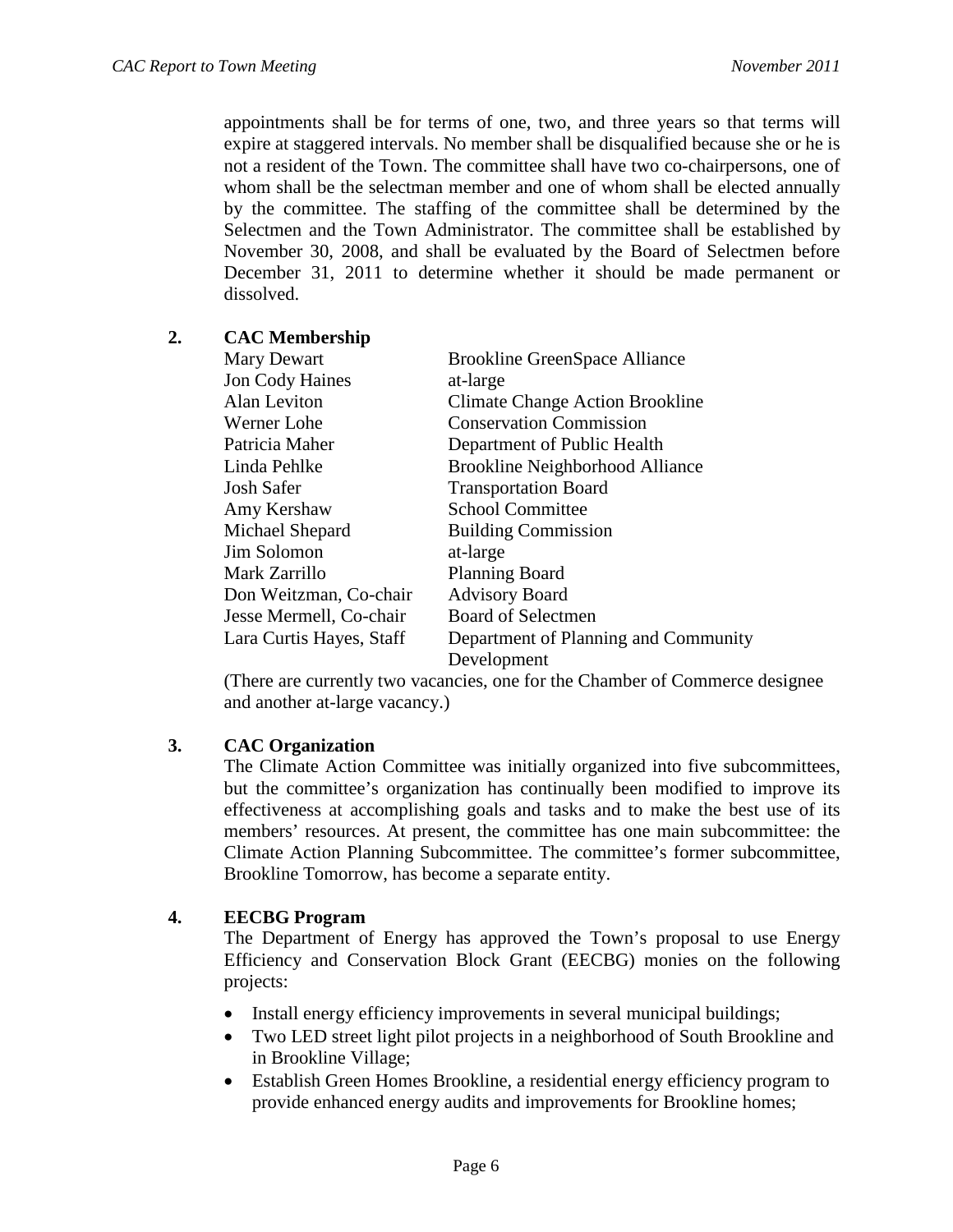appointments shall be for terms of one, two, and three years so that terms will expire at staggered intervals. No member shall be disqualified because she or he is not a resident of the Town. The committee shall have two co-chairpersons, one of whom shall be the selectman member and one of whom shall be elected annually by the committee. The staffing of the committee shall be determined by the Selectmen and the Town Administrator. The committee shall be established by November 30, 2008, and shall be evaluated by the Board of Selectmen before December 31, 2011 to determine whether it should be made permanent or dissolved.

## 2. CAC Membership

| | |
|---|---|
| Mary Dewart | Brookline GreenSpace Alliance |
| Jon Cody Haines | at-large |
| Alan Leviton | Climate Change Action Brookline |
| Werner Lohe | Conservation Commission |
| Patricia Maher | Department of Public Health |
| Linda Pehlke | Brookline Neighborhood Alliance |
| Josh Safer | Transportation Board |
| Amy Kershaw | School Committee |
| Michael Shepard | Building Commission |
| Jim Solomon | at-large |
| Mark Zarrillo | Planning Board |
| Don Weitzman, Co-chair | Advisory Board |
| Jesse Mermell, Co-chair | Board of Selectmen |
| Lara Curtis Hayes, Staff | Department of Planning and Community Development |

(There are currently two vacancies, one for the Chamber of Commerce designee and another at-large vacancy.)

## 3. CAC Organization

The Climate Action Committee was initially organized into five subcommittees, but the committee's organization has continually been modified to improve its effectiveness at accomplishing goals and tasks and to make the best use of its members' resources. At present, the committee has one main subcommittee: the Climate Action Planning Subcommittee. The committee's former subcommittee, Brookline Tomorrow, has become a separate entity.

## 4. EECBG Program

The Department of Energy has approved the Town's proposal to use Energy Efficiency and Conservation Block Grant (EECBG) monies on the following projects:

- Install energy efficiency improvements in several municipal buildings;
- Two LED street light pilot projects in a neighborhood of South Brookline and in Brookline Village;
- Establish Green Homes Brookline, a residential energy efficiency program to provide enhanced energy audits and improvements for Brookline homes;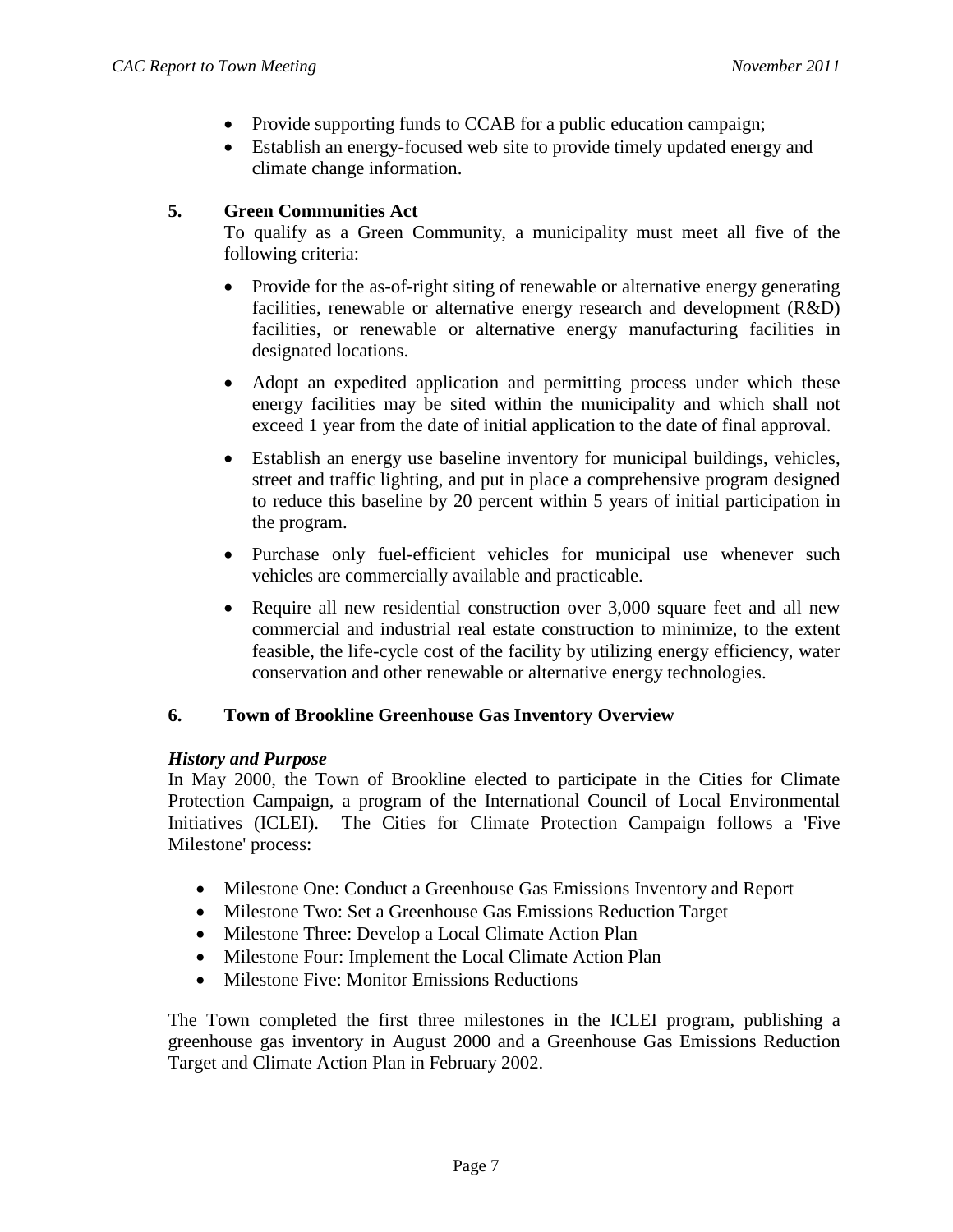- Provide supporting funds to CCAB for a public education campaign;
- Establish an energy-focused web site to provide timely updated energy and climate change information.

## 5. Green Communities Act

To qualify as a Green Community, a municipality must meet all five of the following criteria:

- Provide for the as-of-right siting of renewable or alternative energy generating facilities, renewable or alternative energy research and development (R&D) facilities, or renewable or alternative energy manufacturing facilities in designated locations.
- Adopt an expedited application and permitting process under which these energy facilities may be sited within the municipality and which shall not exceed 1 year from the date of initial application to the date of final approval.
- Establish an energy use baseline inventory for municipal buildings, vehicles, street and traffic lighting, and put in place a comprehensive program designed to reduce this baseline by 20 percent within 5 years of initial participation in the program.
- Purchase only fuel-efficient vehicles for municipal use whenever such vehicles are commercially available and practicable.
- Require all new residential construction over 3,000 square feet and all new commercial and industrial real estate construction to minimize, to the extent feasible, the life-cycle cost of the facility by utilizing energy efficiency, water conservation and other renewable or alternative energy technologies.

## 6. Town of Brookline Greenhouse Gas Inventory Overview

### *History and Purpose*

In May 2000, the Town of Brookline elected to participate in the Cities for Climate Protection Campaign, a program of the International Council of Local Environmental Initiatives (ICLEI). The Cities for Climate Protection Campaign follows a 'Five Milestone' process:

- Milestone One: Conduct a Greenhouse Gas Emissions Inventory and Report
- Milestone Two: Set a Greenhouse Gas Emissions Reduction Target
- Milestone Three: Develop a Local Climate Action Plan
- Milestone Four: Implement the Local Climate Action Plan
- Milestone Five: Monitor Emissions Reductions

The Town completed the first three milestones in the ICLEI program, publishing a greenhouse gas inventory in August 2000 and a Greenhouse Gas Emissions Reduction Target and Climate Action Plan in February 2002.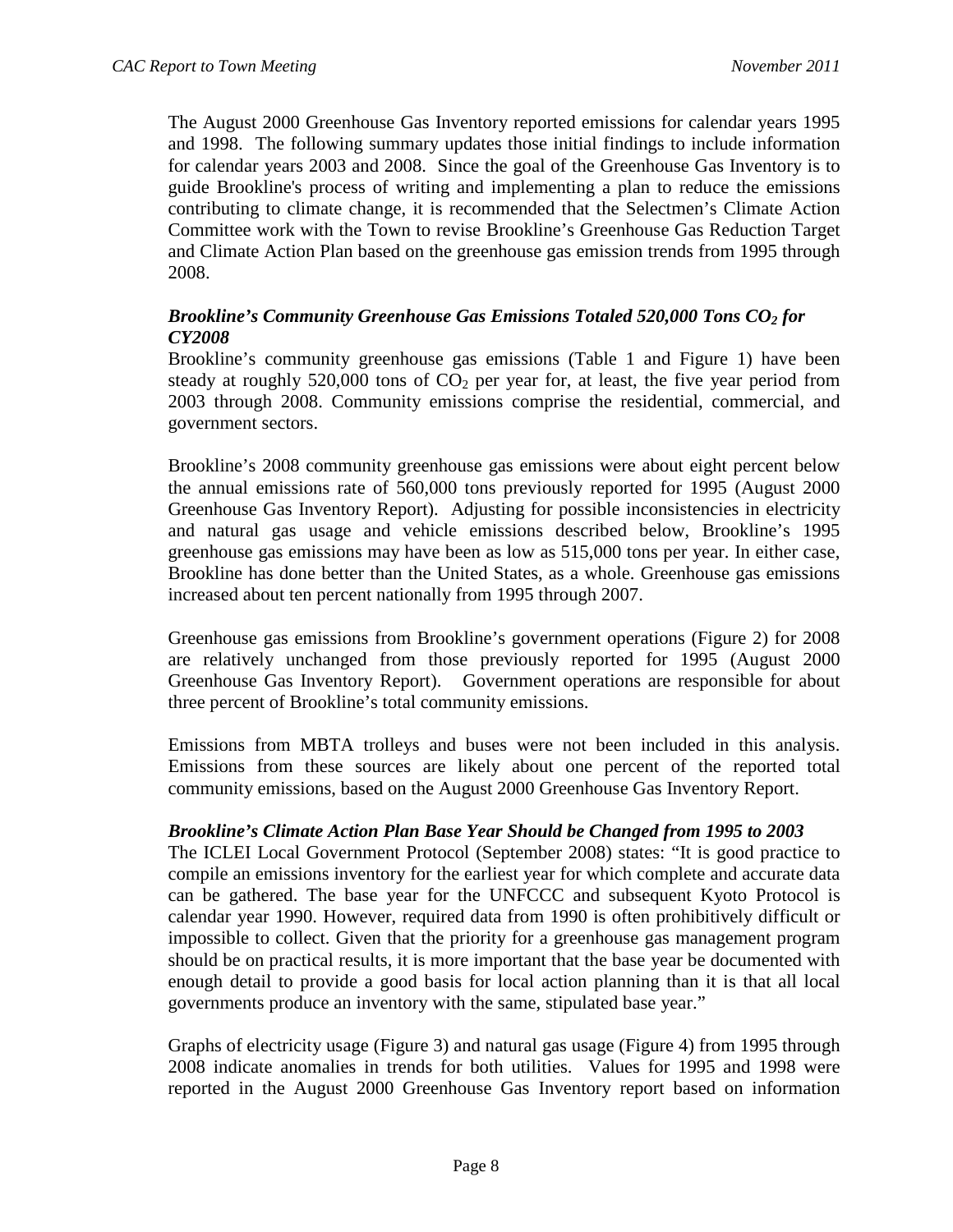The August 2000 Greenhouse Gas Inventory reported emissions for calendar years 1995 and 1998. The following summary updates those initial findings to include information for calendar years 2003 and 2008. Since the goal of the Greenhouse Gas Inventory is to guide Brookline's process of writing and implementing a plan to reduce the emissions contributing to climate change, it is recommended that the Selectmen's Climate Action Committee work with the Town to revise Brookline's Greenhouse Gas Reduction Target and Climate Action Plan based on the greenhouse gas emission trends from 1995 through 2008.

### *Brookline's Community Greenhouse Gas Emissions Totaled 520,000 Tons $CO_2$ for CY2008*

Brookline's community greenhouse gas emissions (Table 1 and Figure 1) have been steady at roughly 520,000 tons of $CO_2$ per year for, at least, the five year period from 2003 through 2008. Community emissions comprise the residential, commercial, and government sectors.

Brookline's 2008 community greenhouse gas emissions were about eight percent below the annual emissions rate of 560,000 tons previously reported for 1995 (August 2000 Greenhouse Gas Inventory Report). Adjusting for possible inconsistencies in electricity and natural gas usage and vehicle emissions described below, Brookline's 1995 greenhouse gas emissions may have been as low as 515,000 tons per year. In either case, Brookline has done better than the United States, as a whole. Greenhouse gas emissions increased about ten percent nationally from 1995 through 2007.

Greenhouse gas emissions from Brookline's government operations (Figure 2) for 2008 are relatively unchanged from those previously reported for 1995 (August 2000 Greenhouse Gas Inventory Report). Government operations are responsible for about three percent of Brookline's total community emissions.

Emissions from MBTA trolleys and buses were not been included in this analysis. Emissions from these sources are likely about one percent of the reported total community emissions, based on the August 2000 Greenhouse Gas Inventory Report.

### *Brookline's Climate Action Plan Base Year Should be Changed from 1995 to 2003*

The ICLEI Local Government Protocol (September 2008) states: "It is good practice to compile an emissions inventory for the earliest year for which complete and accurate data can be gathered. The base year for the UNFCCC and subsequent Kyoto Protocol is calendar year 1990. However, required data from 1990 is often prohibitively difficult or impossible to collect. Given that the priority for a greenhouse gas management program should be on practical results, it is more important that the base year be documented with enough detail to provide a good basis for local action planning than it is that all local governments produce an inventory with the same, stipulated base year."

Graphs of electricity usage (Figure 3) and natural gas usage (Figure 4) from 1995 through 2008 indicate anomalies in trends for both utilities. Values for 1995 and 1998 were reported in the August 2000 Greenhouse Gas Inventory report based on information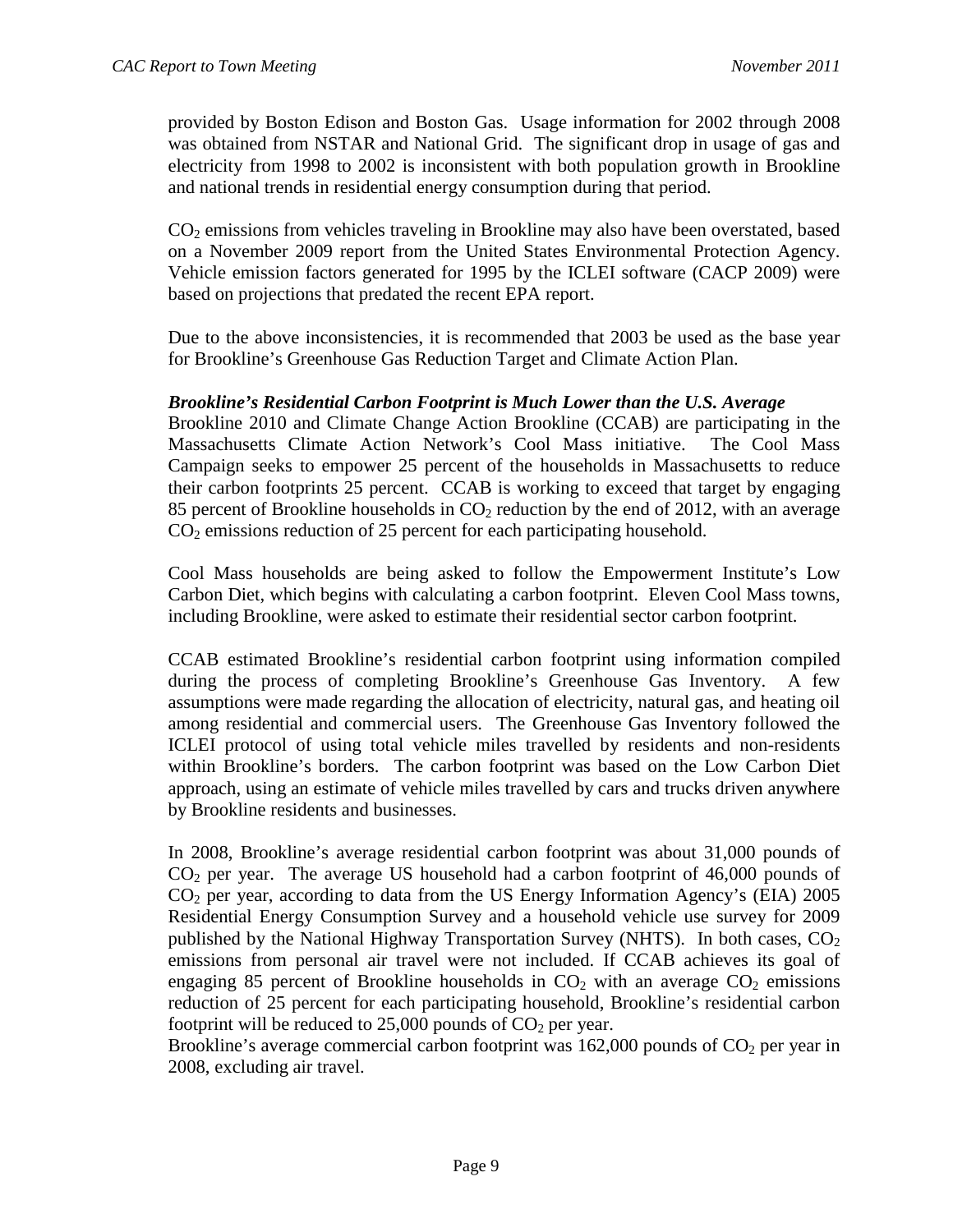provided by Boston Edison and Boston Gas. Usage information for 2002 through 2008 was obtained from NSTAR and National Grid. The significant drop in usage of gas and electricity from 1998 to 2002 is inconsistent with both population growth in Brookline and national trends in residential energy consumption during that period.

$CO_2$ emissions from vehicles traveling in Brookline may also have been overstated, based on a November 2009 report from the United States Environmental Protection Agency. Vehicle emission factors generated for 1995 by the ICLEI software (CACP 2009) were based on projections that predated the recent EPA report.

Due to the above inconsistencies, it is recommended that 2003 be used as the base year for Brookline's Greenhouse Gas Reduction Target and Climate Action Plan.

***Brookline's Residential Carbon Footprint is Much Lower than the U.S. Average***

Brookline 2010 and Climate Change Action Brookline (CCAB) are participating in the Massachusetts Climate Action Network's Cool Mass initiative. The Cool Mass Campaign seeks to empower 25 percent of the households in Massachusetts to reduce their carbon footprints 25 percent. CCAB is working to exceed that target by engaging 85 percent of Brookline households in $CO_2$ reduction by the end of 2012, with an average $CO_2$ emissions reduction of 25 percent for each participating household.

Cool Mass households are being asked to follow the Empowerment Institute's Low Carbon Diet, which begins with calculating a carbon footprint. Eleven Cool Mass towns, including Brookline, were asked to estimate their residential sector carbon footprint.

CCAB estimated Brookline's residential carbon footprint using information compiled during the process of completing Brookline's Greenhouse Gas Inventory. A few assumptions were made regarding the allocation of electricity, natural gas, and heating oil among residential and commercial users. The Greenhouse Gas Inventory followed the ICLEI protocol of using total vehicle miles travelled by residents and non-residents within Brookline's borders. The carbon footprint was based on the Low Carbon Diet approach, using an estimate of vehicle miles travelled by cars and trucks driven anywhere by Brookline residents and businesses.

In 2008, Brookline's average residential carbon footprint was about 31,000 pounds of $CO_2$ per year. The average US household had a carbon footprint of 46,000 pounds of $CO_2$ per year, according to data from the US Energy Information Agency's (EIA) 2005 Residential Energy Consumption Survey and a household vehicle use survey for 2009 published by the National Highway Transportation Survey (NHTS). In both cases, $CO_2$ emissions from personal air travel were not included. If CCAB achieves its goal of engaging 85 percent of Brookline households in $CO_2$ with an average $CO_2$ emissions reduction of 25 percent for each participating household, Brookline's residential carbon footprint will be reduced to 25,000 pounds of $CO_2$ per year.

Brookline's average commercial carbon footprint was 162,000 pounds of $CO_2$ per year in 2008, excluding air travel.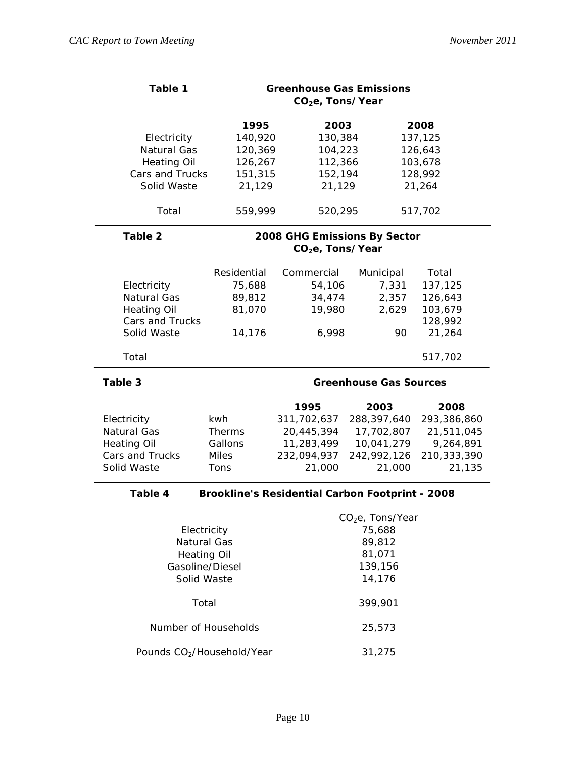**Table 1** — **Greenhouse Gas Emissions $CO_2e$, Tons/Year**

| | 1995 | 2003 | 2008 |
|---|---|---|---|
| Electricity | 140,920 | 130,384 | 137,125 |
| Natural Gas | 120,369 | 104,223 | 126,643 |
| Heating Oil | 126,267 | 112,366 | 103,678 |
| Cars and Trucks | 151,315 | 152,194 | 128,992 |
| Solid Waste | 21,129 | 21,129 | 21,264 |
| Total | 559,999 | 520,295 | 517,702 |

**Table 2** — **2008 GHG Emissions By Sector $CO_2e$, Tons/Year**

| | Residential | Commercial | Municipal | Total |
|---|---|---|---|---|
| Electricity | 75,688 | 54,106 | 7,331 | 137,125 |
| Natural Gas | 89,812 | 34,474 | 2,357 | 126,643 |
| Heating Oil | 81,070 | 19,980 | 2,629 | 103,679 |
| Cars and Trucks | | | | 128,992 |
| Solid Waste | 14,176 | 6,998 | 90 | 21,264 |
| Total | | | | 517,702 |

**Table 3** — **Greenhouse Gas Sources**

| | | 1995 | 2003 | 2008 |
|---|---|---|---|---|
| Electricity | kwh | 311,702,637 | 288,397,640 | 293,386,860 |
| Natural Gas | Therms | 20,445,394 | 17,702,807 | 21,511,045 |
| Heating Oil | Gallons | 11,283,499 | 10,041,279 | 9,264,891 |
| Cars and Trucks | Miles | 232,094,937 | 242,992,126 | 210,333,390 |
| Solid Waste | Tons | 21,000 | 21,000 | 21,135 |

**Table 4** — **Brookline's Residential Carbon Footprint - 2008**

| | $CO_2e$, Tons/Year |
|---|---|
| Electricity | 75,688 |
| Natural Gas | 89,812 |
| Heating Oil | 81,071 |
| Gasoline/Diesel | 139,156 |
| Solid Waste | 14,176 |
| Total | 399,901 |
| Number of Households | 25,573 |
| Pounds $CO_2$/Household/Year | 31,275 |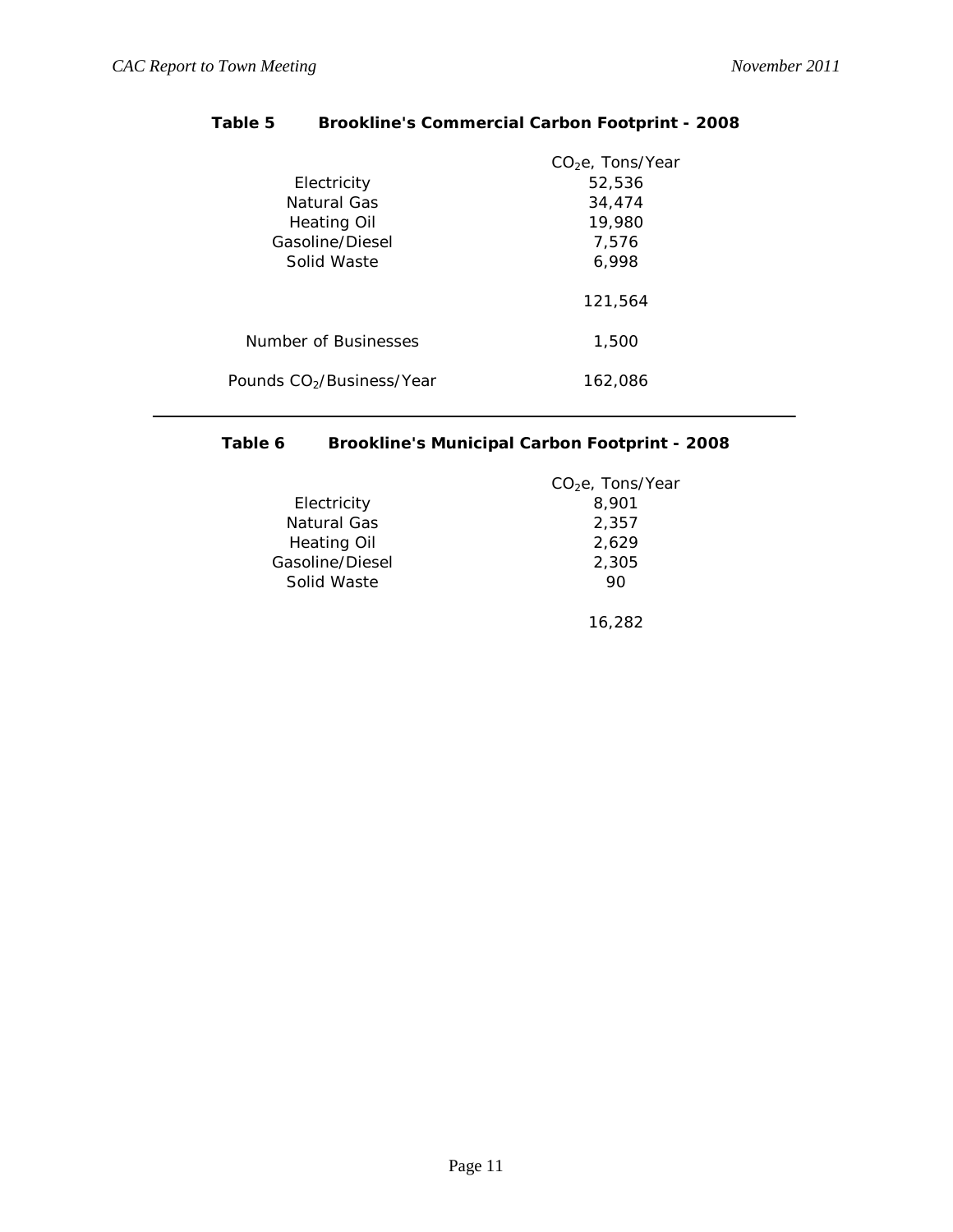**Table 5 Brookline's Commercial Carbon Footprint - 2008**

| | $CO_2e$, Tons/Year |
|---|---|
| Electricity | 52,536 |
| Natural Gas | 34,474 |
| Heating Oil | 19,980 |
| Gasoline/Diesel | 7,576 |
| Solid Waste | 6,998 |
| | 121,564 |
| Number of Businesses | 1,500 |
| Pounds $CO_2$/Business/Year | 162,086 |

---

**Table 6 Brookline's Municipal Carbon Footprint - 2008**

| | $CO_2e$, Tons/Year |
|---|---|
| Electricity | 8,901 |
| Natural Gas | 2,357 |
| Heating Oil | 2,629 |
| Gasoline/Diesel | 2,305 |
| Solid Waste | 90 |
| | 16,282 |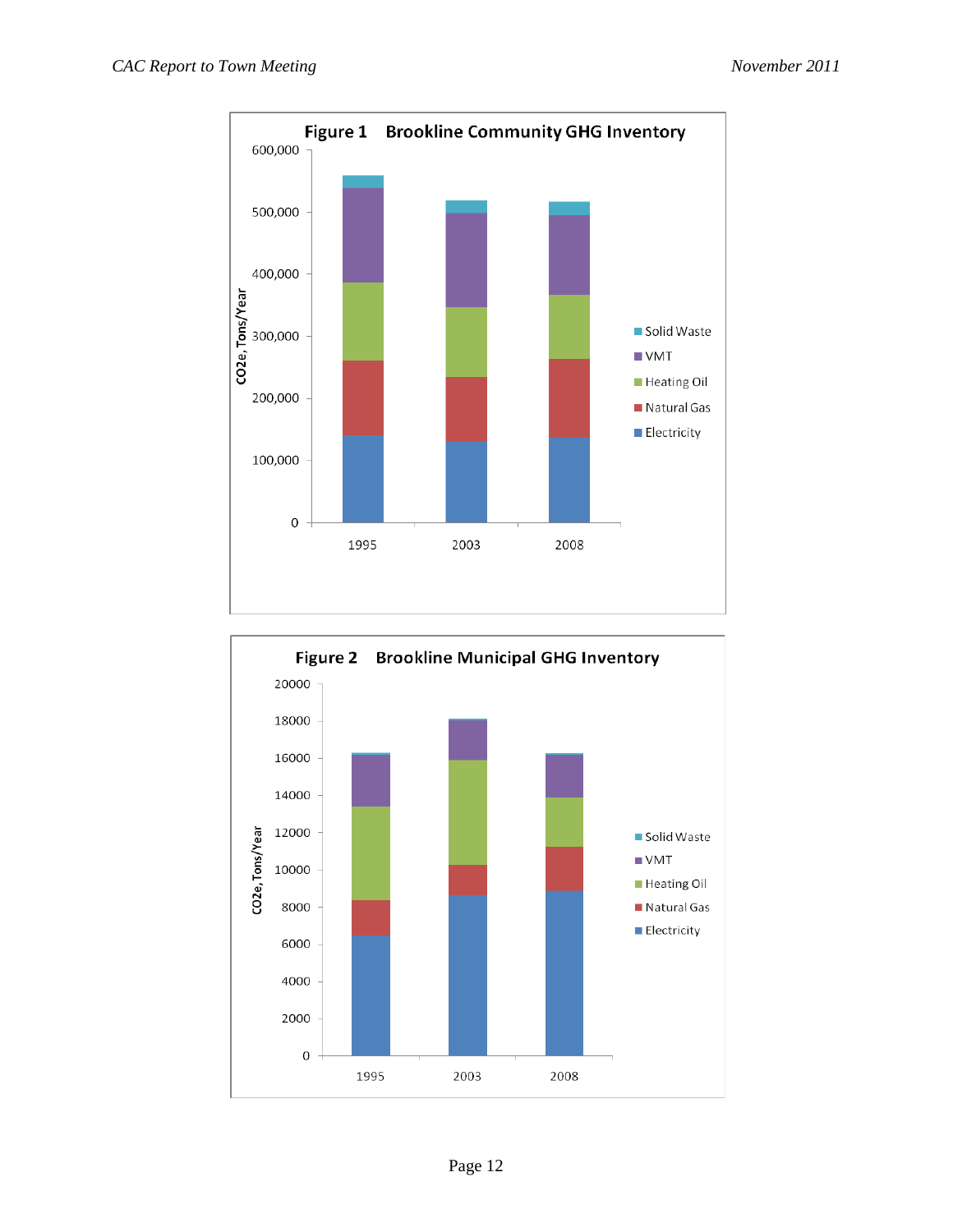**Figure 1 Brookline Community GHG Inventory**

**Figure 2 Brookline Municipal GHG Inventory**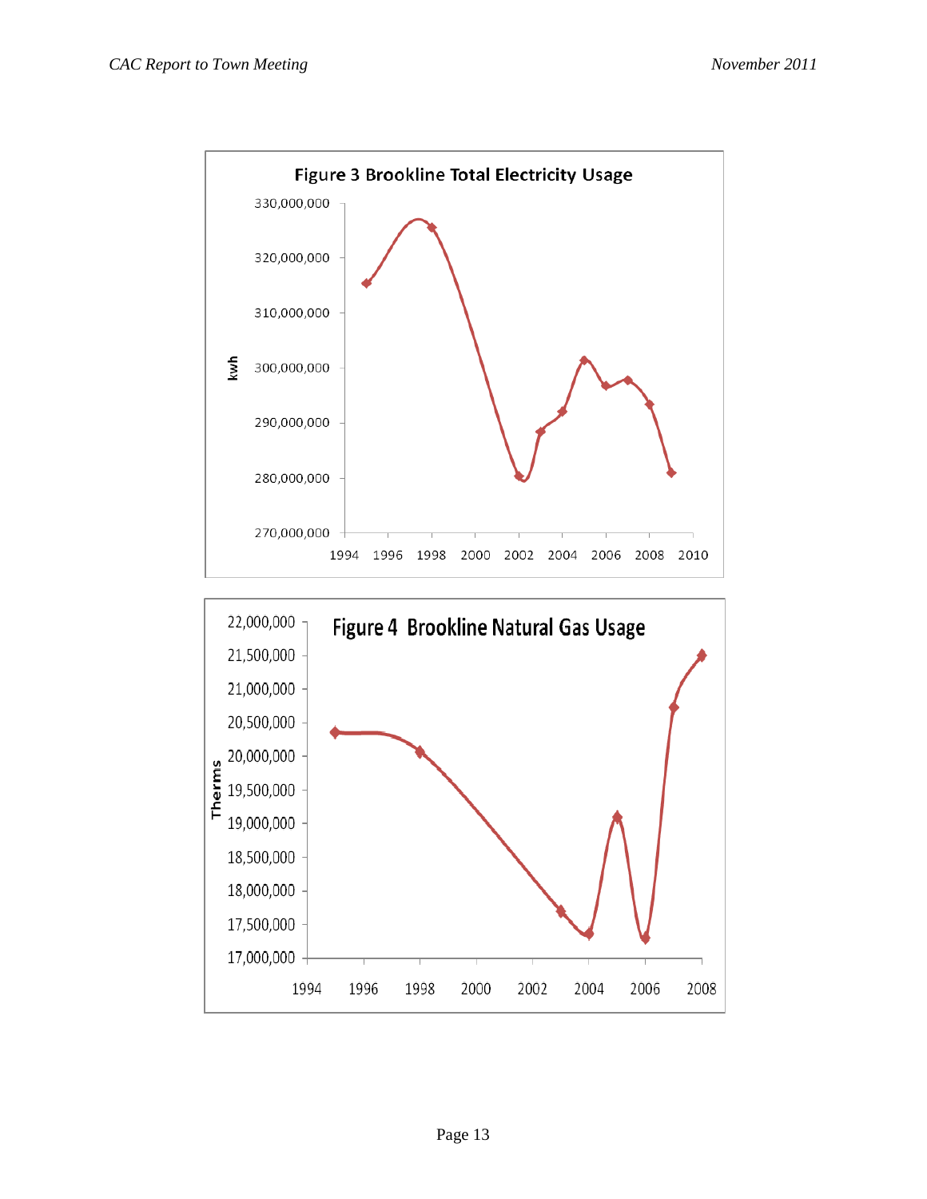Figure 3 Brookline Total Electricity Usage

kwh

330,000,000
320,000,000
310,000,000
300,000,000
290,000,000
280,000,000
270,000,000

1994 1996 1998 2000 2002 2004 2006 2008 2010

Figure 4 Brookline Natural Gas Usage

Therms

22,000,000
21,500,000
21,000,000
20,500,000
20,000,000
19,500,000
19,000,000
18,500,000
18,000,000
17,500,000
17,000,000

1994 1996 1998 2000 2002 2004 2006 2008